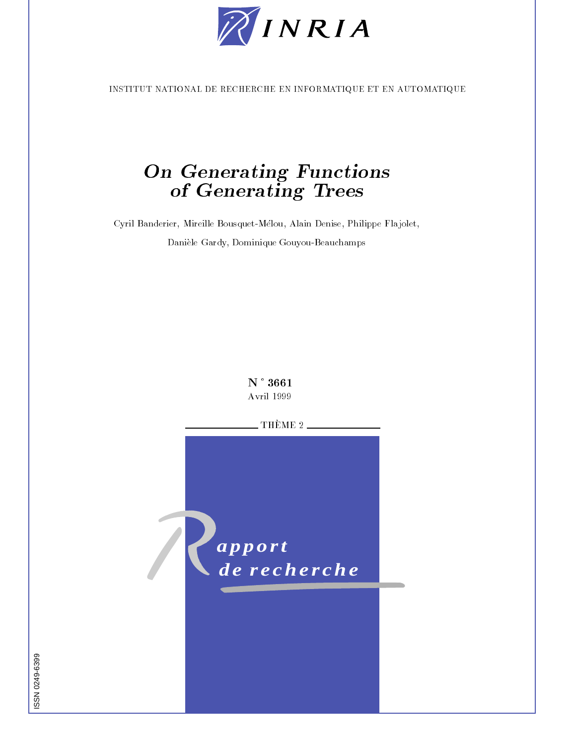INRIA

INSTITUT NATIONAL DE RECHERCHE EN INFORMATIQUE ET EN AUTOMATIQUE

# *On Generating Functions of Generating Trees*

Cyril Banderier, Mireille Bousquet-Mélou, Alain Denise, Philippe Flajolet,

Danièle Gardy, Dominique Gouyou-Beauchamps

**N ° 3661**

Avril 1999

THÈME 2

*Rapport de recherche*

ISSN 0249-6399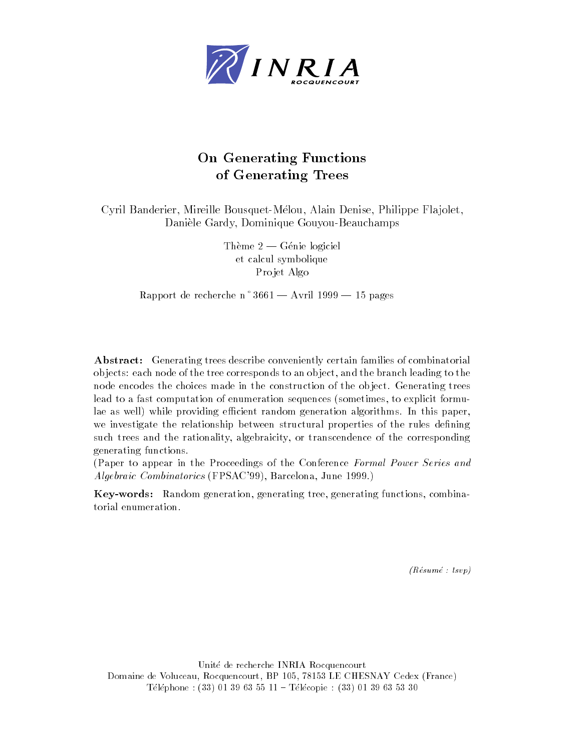# On Generating Functions of Generating Trees

Cyril Banderier, Mireille Bousquet-Mélou, Alain Denise, Philippe Flajolet, Danièle Gardy, Dominique Gouyou-Beauchamps

Thème 2 — Génie logiciel et calcul symbolique
Projet Algo

Rapport de recherche n° 3661 — Avril 1999 — 15 pages

**Abstract:** Generating trees describe conveniently certain families of combinatorial objects: each node of the tree corresponds to an object, and the branch leading to the node encodes the choices made in the construction of the object. Generating trees lead to a fast computation of enumeration sequences (sometimes, to explicit formulae as well) while providing efficient random generation algorithms. In this paper, we investigate the relationship between structural properties of the rules defining such trees and the rationality, algebraicity, or transcendence of the corresponding generating functions.
(Paper to appear in the Proceedings of the Conference *Formal Power Series and Algebraic Combinatorics* (FPSAC'99), Barcelona, June 1999.)

**Key-words:** Random generation, generating tree, generating functions, combinatorial enumeration.

*(Résumé : tsvp)*

Unité de recherche INRIA Rocquencourt
Domaine de Voluceau, Rocquencourt, BP 105, 78153 LE CHESNAY Cedex (France)
Téléphone : (33) 01 39 63 55 11 – Télécopie : (33) 01 39 63 53 30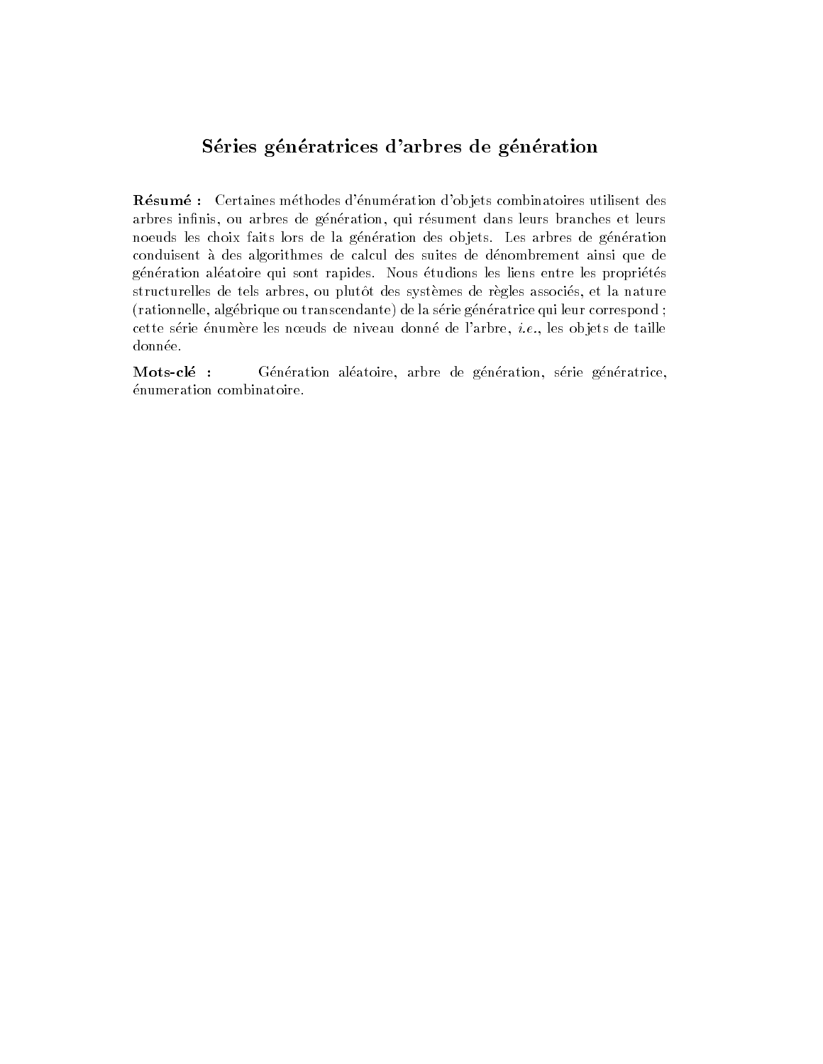# Séries génératrices d'arbres de génération

**Résumé :** Certaines méthodes d'énumération d'objets combinatoires utilisent des arbres infinis, ou arbres de génération, qui résument dans leurs branches et leurs noeuds les choix faits lors de la génération des objets. Les arbres de génération conduisent à des algorithmes de calcul des suites de dénombrement ainsi que de génération aléatoire qui sont rapides. Nous étudions les liens entre les propriétés structurelles de tels arbres, ou plutôt des systèmes de règles associés, et la nature (rationnelle, algébrique ou transcendante) de la série génératrice qui leur correspond ; cette série énumère les nœuds de niveau donné de l'arbre, *i.e.*, les objets de taille donnée.

**Mots-clé :** Génération aléatoire, arbre de génération, série génératrice, énumeration combinatoire.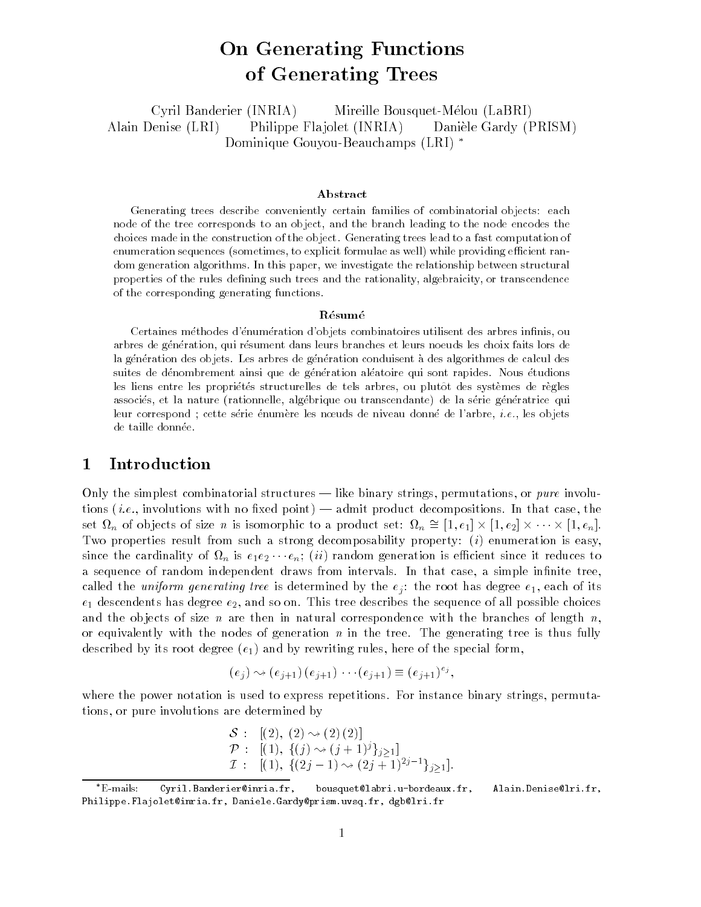# On Generating Functions of Generating Trees

Cyril Banderier (INRIA) Mireille Bousquet-Mélou (LaBRI)
Alain Denise (LRI) Philippe Flajolet (INRIA) Danièle Gardy (PRISM)
Dominique Gouyou-Beauchamps (LRI) *

### Abstract

Generating trees describe conveniently certain families of combinatorial objects: each node of the tree corresponds to an object, and the branch leading to the node encodes the choices made in the construction of the object. Generating trees lead to a fast computation of enumeration sequences (sometimes, to explicit formulae as well) while providing efficient random generation algorithms. In this paper, we investigate the relationship between structural properties of the rules defining such trees and the rationality, algebraicity, or transcendence of the corresponding generating functions.

### Résumé

Certaines méthodes d'énumération d'objets combinatoires utilisent des arbres infinis, ou arbres de génération, qui résument dans leurs branches et leurs noeuds les choix faits lors de la génération des objets. Les arbres de génération conduisent à des algorithmes de calcul des suites de dénombrement ainsi que de génération aléatoire qui sont rapides. Nous étudions les liens entre les propriétés structurelles de tels arbres, ou plutôt des systèmes de règles associés, et la nature (rationnelle, algébrique ou transcendante) de la série génératrice qui leur correspond ; cette série énumère les nœuds de niveau donné de l'arbre, *i.e.*, les objets de taille donnée.

## 1 Introduction

Only the simplest combinatorial structures — like binary strings, permutations, or *pure* involutions (*i.e.*, involutions with no fixed point) — admit product decompositions. In that case, the set $\Omega_n$ of objects of size $n$ is isomorphic to a product set: $\Omega_n \cong [1, e_1] \times [1, e_2] \times \cdots \times [1, e_n]$. Two properties result from such a strong decomposability property: (*i*) enumeration is easy, since the cardinality of $\Omega_n$ is $e_1 e_2 \cdots e_n$; (*ii*) random generation is efficient since it reduces to a sequence of random independent draws from intervals. In that case, a simple infinite tree, called the *uniform generating tree* is determined by the $e_j$: the root has degree $e_1$, each of its $e_1$ descendents has degree $e_2$, and so on. This tree describes the sequence of all possible choices and the objects of size $n$ are then in natural correspondence with the branches of length $n$, or equivalently with the nodes of generation $n$ in the tree. The generating tree is thus fully described by its root degree ($e_1$) and by rewriting rules, here of the special form,

$$(e_j) \rightsquigarrow (e_{j+1})\,(e_{j+1})\,\cdots(e_{j+1}) \equiv (e_{j+1})^{e_j},$$

where the power notation is used to express repetitions. For instance binary strings, permutations, or pure involutions are determined by

$$\begin{array}{ll} \mathcal{S}: & [(2),\ (2) \rightsquigarrow (2)\,(2)] \\ \mathcal{P}: & [(1),\ \{(j) \rightsquigarrow (j+1)^j\}_{j\geq 1}] \\ \mathcal{I}: & [(1),\ \{(2j-1) \rightsquigarrow (2j+1)^{2j-1}\}_{j\geq 1}]. \end{array}$$

---

*E-mails: Cyril.Banderier@inria.fr, bousquet@labri.u-bordeaux.fr, Alain.Denise@lri.fr, Philippe.Flajolet@inria.fr, Daniele.Gardy@prism.uvsq.fr, dgb@lri.fr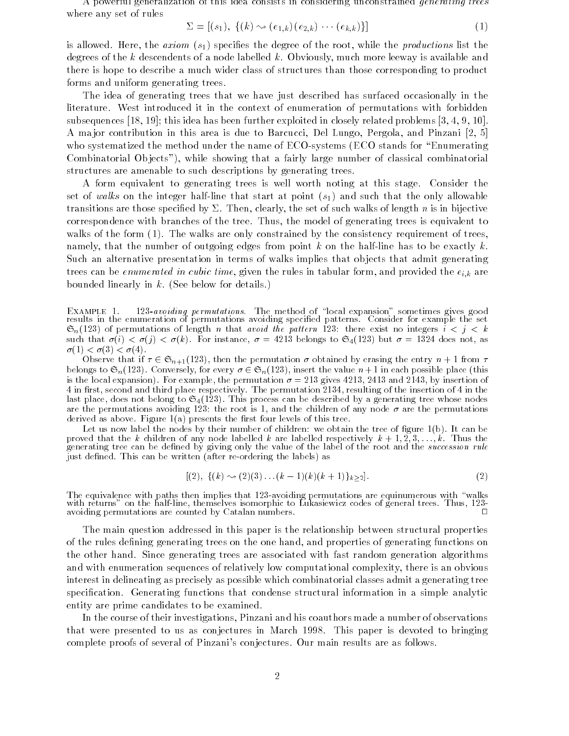A powerful generalization of this idea consists in considering unconstrained *generating trees* where any set of rules

$$\Sigma = [(s_1),\ \{(k) \rightsquigarrow (e_{1,k})(e_{2,k}) \cdots (e_{k,k})\}] \tag{1}$$

is allowed. Here, the *axiom* $(s_1)$ specifies the degree of the root, while the *productions* list the degrees of the $k$ descendents of a node labelled $k$. Obviously, much more leeway is available and there is hope to describe a much wider class of structures than those corresponding to product forms and uniform generating trees.

The idea of generating trees that we have just described has surfaced occasionally in the literature. West introduced it in the context of enumeration of permutations with forbidden subsequences [18, 19]; this idea has been further exploited in closely related problems [3, 4, 9, 10]. A major contribution in this area is due to Barcucci, Del Lungo, Pergola, and Pinzani [2, 5] who systematized the method under the name of ECO-systems (ECO stands for "Enumerating Combinatorial Objects"), while showing that a fairly large number of classical combinatorial structures are amenable to such descriptions by generating trees.

A form equivalent to generating trees is well worth noting at this stage. Consider the set of *walks* on the integer half-line that start at point $(s_1)$ and such that the only allowable transitions are those specified by $\Sigma$. Then, clearly, the set of such walks of length $n$ is in bijective correspondence with branches of the tree. Thus, the model of generating trees is equivalent to walks of the form (1). The walks are only constrained by the consistency requirement of trees, namely, that the number of outgoing edges from point $k$ on the half-line has to be exactly $k$. Such an alternative presentation in terms of walks implies that objects that admit generating trees can be *enumerated in cubic time*, given the rules in tabular form, and provided the $e_{i,k}$ are bounded linearly in $k$. (See below for details.)

Example 1. *123-avoiding permutations.* The method of "local expansion" sometimes gives good results in the enumeration of permutations avoiding specified patterns. Consider for example the set $\mathfrak{S}_n(123)$ of permutations of length $n$ that *avoid the pattern* 123: there exist no integers $i < j < k$ such that $\sigma(i) < \sigma(j) < \sigma(k)$. For instance, $\sigma = 4213$ belongs to $\mathfrak{S}_4(123)$ but $\sigma = 1324$ does not, as $\sigma(1) < \sigma(3) < \sigma(4)$.

Observe that if $\tau \in \mathfrak{S}_{n+1}(123)$, then the permutation $\sigma$ obtained by erasing the entry $n+1$ from $\tau$ belongs to $\mathfrak{S}_n(123)$. Conversely, for every $\sigma \in \mathfrak{S}_n(123)$, insert the value $n+1$ in each possible place (this is the local expansion). For example, the permutation $\sigma = 213$ gives 4213, 2413 and 2143, by insertion of 4 in first, second and third place respectively. The permutation 2134, resulting of the insertion of 4 in the last place, does not belong to $\mathfrak{S}_4(123)$. This process can be described by a generating tree whose nodes are the permutations avoiding 123: the root is 1, and the children of any node $\sigma$ are the permutations derived as above. Figure 1(a) presents the first four levels of this tree.

Let us now label the nodes by their number of children: we obtain the tree of figure 1(b). It can be proved that the $k$ children of any node labelled $k$ are labelled respectively $k+1, 2, 3, \ldots, k$. Thus the generating tree can be defined by giving only the value of the label of the root and the *succession rule* just defined. This can be written (after re-ordering the labels) as

$$[(2),\ \{(k) \rightsquigarrow (2)(3)\ldots(k-1)(k)(k+1)\}_{k\geq 2}]. \tag{2}$$

The equivalence with paths then implies that 123-avoiding permutations are equinumerous with "walks with returns" on the half-line, themselves isomorphic to Łukasiewicz codes of general trees. Thus, 123-avoiding permutations are counted by Catalan numbers. □

The main question addressed in this paper is the relationship between structural properties of the rules defining generating trees on the one hand, and properties of generating functions on the other hand. Since generating trees are associated with fast random generation algorithms and with enumeration sequences of relatively low computational complexity, there is an obvious interest in delineating as precisely as possible which combinatorial classes admit a generating tree specification. Generating functions that condense structural information in a simple analytic entity are prime candidates to be examined.

In the course of their investigations, Pinzani and his coauthors made a number of observations that were presented to us as conjectures in March 1998. This paper is devoted to bringing complete proofs of several of Pinzani's conjectures. Our main results are as follows.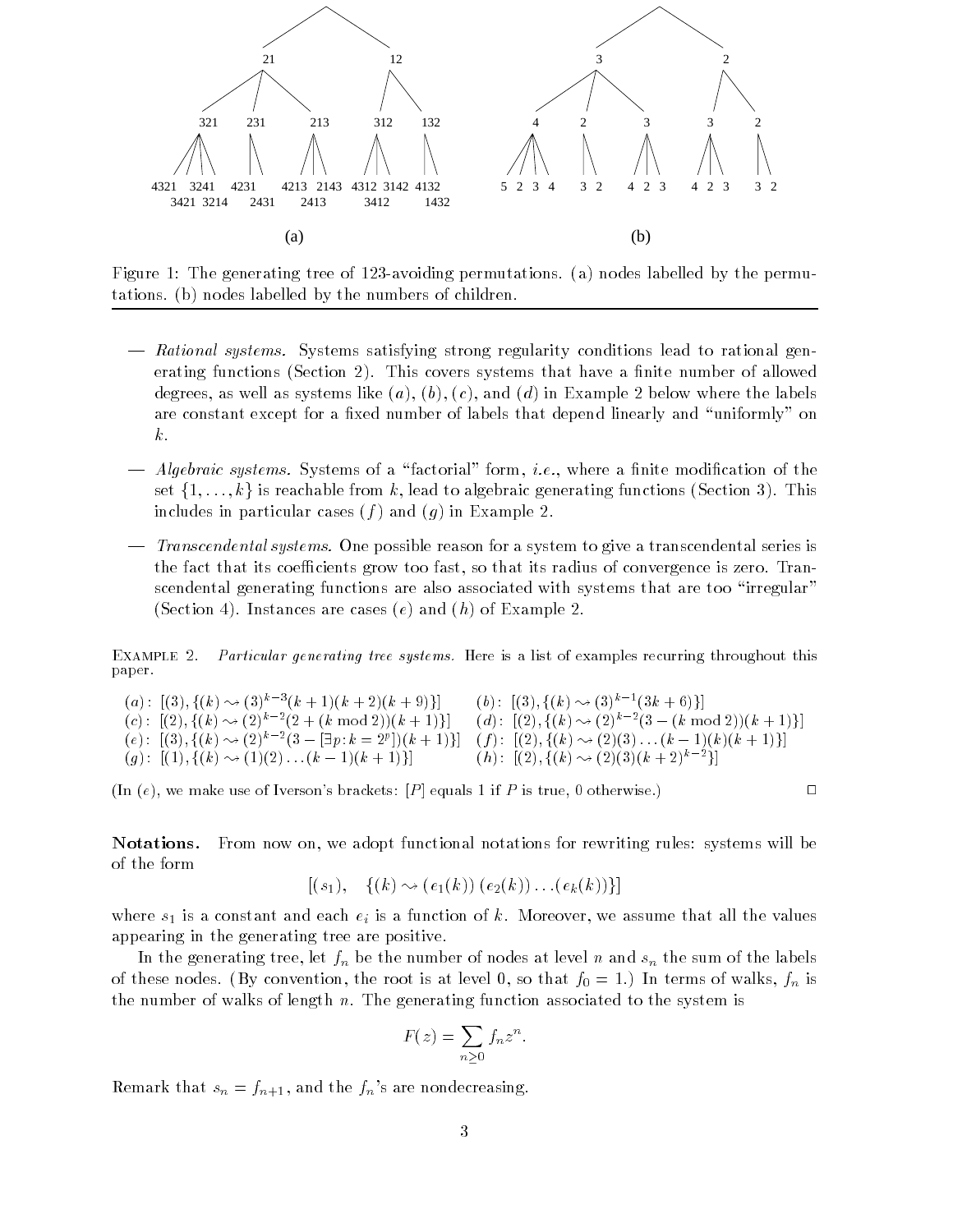Figure 1: The generating tree of 123-avoiding permutations. (a) nodes labelled by the permutations. (b) nodes labelled by the numbers of children.

- *Rational systems.* Systems satisfying strong regularity conditions lead to rational generating functions (Section 2). This covers systems that have a finite number of allowed degrees, as well as systems like $(a)$, $(b)$, $(c)$, and $(d)$ in Example 2 below where the labels are constant except for a fixed number of labels that depend linearly and "uniformly" on $k$.
- *Algebraic systems.* Systems of a "factorial" form, *i.e.*, where a finite modification of the set $\{1, \ldots, k\}$ is reachable from $k$, lead to algebraic generating functions (Section 3). This includes in particular cases $(f)$ and $(g)$ in Example 2.
- *Transcendental systems.* One possible reason for a system to give a transcendental series is the fact that its coefficients grow too fast, so that its radius of convergence is zero. Transcendental generating functions are also associated with systems that are too "irregular" (Section 4). Instances are cases $(e)$ and $(h)$ of Example 2.

Example 2. *Particular generating tree systems.* Here is a list of examples recurring throughout this paper.

$(a)$: $[(3), \{(k) \rightsquigarrow (3)^{k-3}(k+1)(k+2)(k+9)\}]$ $\quad$ $(b)$: $[(3), \{(k) \rightsquigarrow (3)^{k-1}(3k+6)\}]$

$(c)$: $[(2), \{(k) \rightsquigarrow (2)^{k-2}(2+(k \bmod 2))(k+1)\}]$ $\quad$ $(d)$: $[(2), \{(k) \rightsquigarrow (2)^{k-2}(3-(k \bmod 2))(k+1)\}]$

$(e)$: $[(3), \{(k) \rightsquigarrow (2)^{k-2}(3-[\exists p\colon k=2^p])(k+1)\}]$ $\quad$ $(f)$: $[(2), \{(k) \rightsquigarrow (2)(3)\ldots(k-1)(k)(k+1)\}]$

$(g)$: $[(1), \{(k) \rightsquigarrow (1)(2)\ldots(k-1)(k+1)\}]$ $\quad$ $(h)$: $[(2), \{(k) \rightsquigarrow (2)(3)(k+2)^{k-2}\}]$

(In $(e)$, we make use of Iverson's brackets: $[P]$ equals 1 if $P$ is true, 0 otherwise.) □

**Notations.** From now on, we adopt functional notations for rewriting rules: systems will be of the form

$$[(s_1), \quad \{(k) \rightsquigarrow (e_1(k))\,(e_2(k))\ldots(e_k(k))\}]$$

where $s_1$ is a constant and each $e_i$ is a function of $k$. Moreover, we assume that all the values appearing in the generating tree are positive.

In the generating tree, let $f_n$ be the number of nodes at level $n$ and $s_n$ the sum of the labels of these nodes. (By convention, the root is at level 0, so that $f_0 = 1$.) In terms of walks, $f_n$ is the number of walks of length $n$. The generating function associated to the system is

$$F(z) = \sum_{n \geq 0} f_n z^n.$$

Remark that $s_n = f_{n+1}$, and the $f_n$'s are nondecreasing.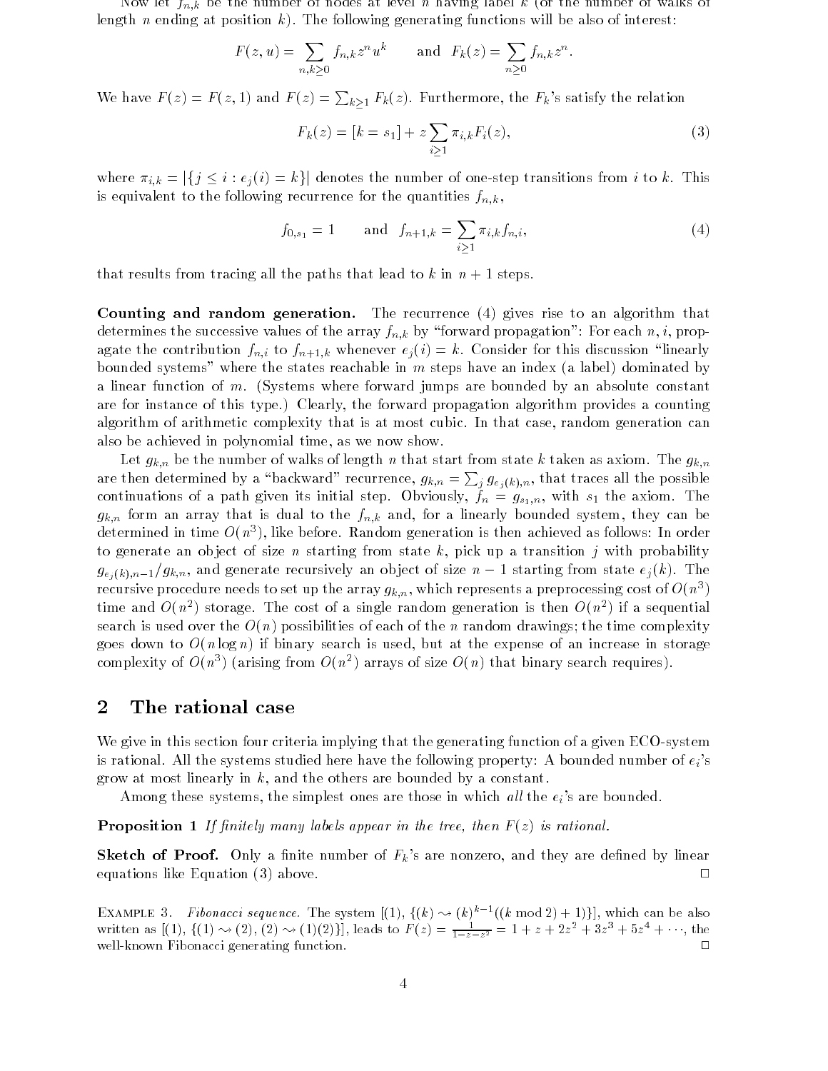Now let $f_{n,k}$ be the number of nodes at level $n$ having label $k$ (or the number of walks of length $n$ ending at position $k$). The following generating functions will be also of interest:

$$F(z,u) = \sum_{n,k\geq 0} f_{n,k} z^n u^k \qquad \text{and} \quad F_k(z) = \sum_{n\geq 0} f_{n,k} z^n.$$

We have $F(z) = F(z,1)$ and $F(z) = \sum_{k\geq 1} F_k(z)$. Furthermore, the $F_k$'s satisfy the relation

$$F_k(z) = [k = s_1] + z \sum_{i\geq 1} \pi_{i,k} F_i(z), \tag{3}$$

where $\pi_{i,k} = |\{j \leq i : e_j(i) = k\}|$ denotes the number of one-step transitions from $i$ to $k$. This is equivalent to the following recurrence for the quantities $f_{n,k}$,

$$f_{0,s_1} = 1 \qquad \text{and} \quad f_{n+1,k} = \sum_{i\geq 1} \pi_{i,k} f_{n,i}, \tag{4}$$

that results from tracing all the paths that lead to $k$ in $n+1$ steps.

**Counting and random generation.** The recurrence (4) gives rise to an algorithm that determines the successive values of the array $f_{n,k}$ by "forward propagation": For each $n$, $i$, propagate the contribution $f_{n,i}$ to $f_{n+1,k}$ whenever $e_j(i) = k$. Consider for this discussion "linearly bounded systems" where the states reachable in $m$ steps have an index (a label) dominated by a linear function of $m$. (Systems where forward jumps are bounded by an absolute constant are for instance of this type.) Clearly, the forward propagation algorithm provides a counting algorithm of arithmetic complexity that is at most cubic. In that case, random generation can also be achieved in polynomial time, as we now show.

Let $g_{k,n}$ be the number of walks of length $n$ that start from state $k$ taken as axiom. The $g_{k,n}$ are then determined by a "backward" recurrence, $g_{k,n} = \sum_j g_{e_j(k),n}$, that traces all the possible continuations of a path given its initial step. Obviously, $f_n = g_{s_1,n}$, with $s_1$ the axiom. The $g_{k,n}$ form an array that is dual to the $f_{n,k}$ and, for a linearly bounded system, they can be determined in time $O(n^3)$, like before. Random generation is then achieved as follows: In order to generate an object of size $n$ starting from state $k$, pick up a transition $j$ with probability $g_{e_j(k),n-1}/g_{k,n}$, and generate recursively an object of size $n-1$ starting from state $e_j(k)$. The recursive procedure needs to set up the array $g_{k,n}$, which represents a preprocessing cost of $O(n^3)$ time and $O(n^2)$ storage. The cost of a single random generation is then $O(n^2)$ if a sequential search is used over the $O(n)$ possibilities of each of the $n$ random drawings; the time complexity goes down to $O(n \log n)$ if binary search is used, but at the expense of an increase in storage complexity of $O(n^3)$ (arising from $O(n^2)$ arrays of size $O(n)$ that binary search requires).

## 2 The rational case

We give in this section four criteria implying that the generating function of a given ECO-system is rational. All the systems studied here have the following property: A bounded number of $e_i$'s grow at most linearly in $k$, and the others are bounded by a constant.

Among these systems, the simplest ones are those in which *all* the $e_i$'s are bounded.

**Proposition 1** *If finitely many labels appear in the tree, then $F(z)$ is rational.*

**Sketch of Proof.** Only a finite number of $F_k$'s are nonzero, and they are defined by linear equations like Equation (3) above. □

EXAMPLE 3. *Fibonacci sequence.* The system $[(1), \{(k) \rightsquigarrow (k)^{k-1}((k \bmod 2)+1)\}]$, which can be also written as $[(1), \{(1) \rightsquigarrow (2), (2) \rightsquigarrow (1)(2)\}]$, leads to $F(z) = \frac{1}{1-z-z^2} = 1 + z + 2z^2 + 3z^3 + 5z^4 + \cdots$, the well-known Fibonacci generating function. □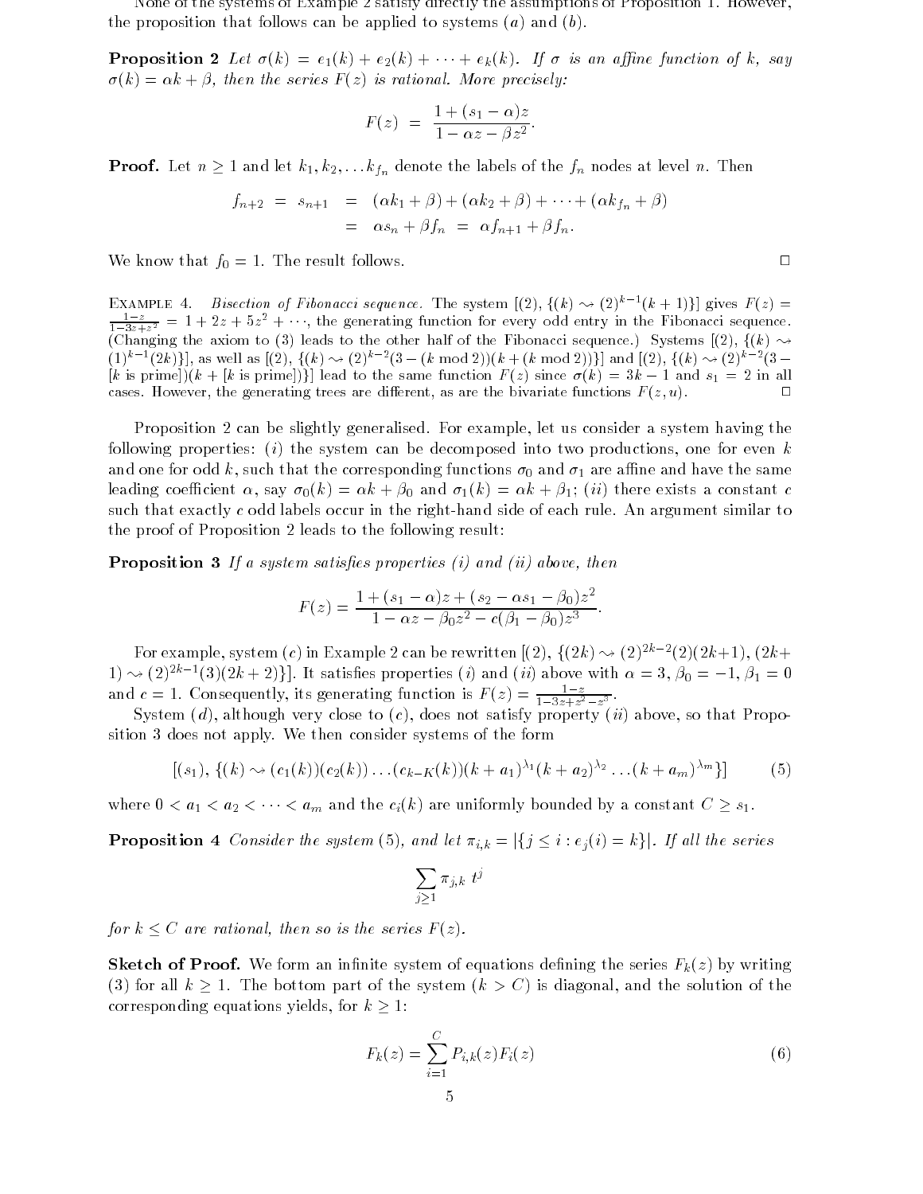None of the systems of Example 2 satisfy directly the assumptions of Proposition 1. However, the proposition that follows can be applied to systems $(a)$ and $(b)$.

**Proposition 2** *Let $\sigma(k) = e_1(k) + e_2(k) + \cdots + e_k(k)$. If $\sigma$ is an affine function of $k$, say $\sigma(k) = \alpha k + \beta$, then the series $F(z)$ is rational. More precisely:*

$$F(z) \;=\; \frac{1 + (s_1 - \alpha)z}{1 - \alpha z - \beta z^2}.$$

**Proof.** Let $n \geq 1$ and let $k_1, k_2, \ldots k_{f_n}$ denote the labels of the $f_n$ nodes at level $n$. Then

$$\begin{aligned} f_{n+2} \;=\; s_{n+1} \;&=\; (\alpha k_1 + \beta) + (\alpha k_2 + \beta) + \cdots + (\alpha k_{f_n} + \beta) \\ &=\; \alpha s_n + \beta f_n \;=\; \alpha f_{n+1} + \beta f_n. \end{aligned}$$

We know that $f_0 = 1$. The result follows. □

Example 4. *Bisection of Fibonacci sequence.* The system $[(2), \{(k) \rightsquigarrow (2)^{k-1}(k+1)\}]$ gives $F(z) = \frac{1-z}{1-3z+z^2} = 1 + 2z + 5z^2 + \cdots$, the generating function for every odd entry in the Fibonacci sequence. (Changing the axiom to (3) leads to the other half of the Fibonacci sequence.) Systems $[(2), \{(k) \rightsquigarrow (1)^{k-1}(2k)\}]$, as well as $[(2), \{(k) \rightsquigarrow (2)^{k-2}(3 - (k \bmod 2))(k + (k \bmod 2))\}]$ and $[(2), \{(k) \rightsquigarrow (2)^{k-2}(3 - [k \text{ is prime}])(k + [k \text{ is prime}])\}]$ lead to the same function $F(z)$ since $\sigma(k) = 3k - 1$ and $s_1 = 2$ in all cases. However, the generating trees are different, as are the bivariate functions $F(z, u)$. □

Proposition 2 can be slightly generalised. For example, let us consider a system having the following properties: $(i)$ the system can be decomposed into two productions, one for even $k$ and one for odd $k$, such that the corresponding functions $\sigma_0$ and $\sigma_1$ are affine and have the same leading coefficient $\alpha$, say $\sigma_0(k) = \alpha k + \beta_0$ and $\sigma_1(k) = \alpha k + \beta_1$; $(ii)$ there exists a constant $c$ such that exactly $c$ odd labels occur in the right-hand side of each rule. An argument similar to the proof of Proposition 2 leads to the following result:

**Proposition 3** *If a system satisfies properties (i) and (ii) above, then*

$$F(z) = \frac{1 + (s_1 - \alpha)z + (s_2 - \alpha s_1 - \beta_0)z^2}{1 - \alpha z - \beta_0 z^2 - c(\beta_1 - \beta_0)z^3}.$$

For example, system $(c)$ in Example 2 can be rewritten $[(2), \{(2k) \rightsquigarrow (2)^{2k-2}(2)(2k+1), (2k+1) \rightsquigarrow (2)^{2k-1}(3)(2k+2)\}]$. It satisfies properties $(i)$ and $(ii)$ above with $\alpha = 3$, $\beta_0 = -1$, $\beta_1 = 0$ and $c = 1$. Consequently, its generating function is $F(z) = \frac{1-z}{1-3z+z^2-z^3}$.

System $(d)$, although very close to $(c)$, does not satisfy property $(ii)$ above, so that Proposition 3 does not apply. We then consider systems of the form

$$[(s_1), \{(k) \rightsquigarrow (c_1(k))(c_2(k)) \ldots (c_{k-K}(k))(k + a_1)^{\lambda_1}(k + a_2)^{\lambda_2} \ldots (k + a_m)^{\lambda_m}\}] \tag{5}$$

where $0 < a_1 < a_2 < \cdots < a_m$ and the $c_i(k)$ are uniformly bounded by a constant $C \geq s_1$.

**Proposition 4** *Consider the system (5), and let $\pi_{i,k} = |\{j \leq i : e_j(i) = k\}|$. If all the series*

$$\sum_{j \geq 1} \pi_{j,k} \; t^j$$

*for $k \leq C$ are rational, then so is the series $F(z)$.*

**Sketch of Proof.** We form an infinite system of equations defining the series $F_k(z)$ by writing (3) for all $k \geq 1$. The bottom part of the system ($k > C$) is diagonal, and the solution of the corresponding equations yields, for $k \geq 1$:

$$F_k(z) = \sum_{i=1}^{C} P_{i,k}(z) F_i(z) \tag{6}$$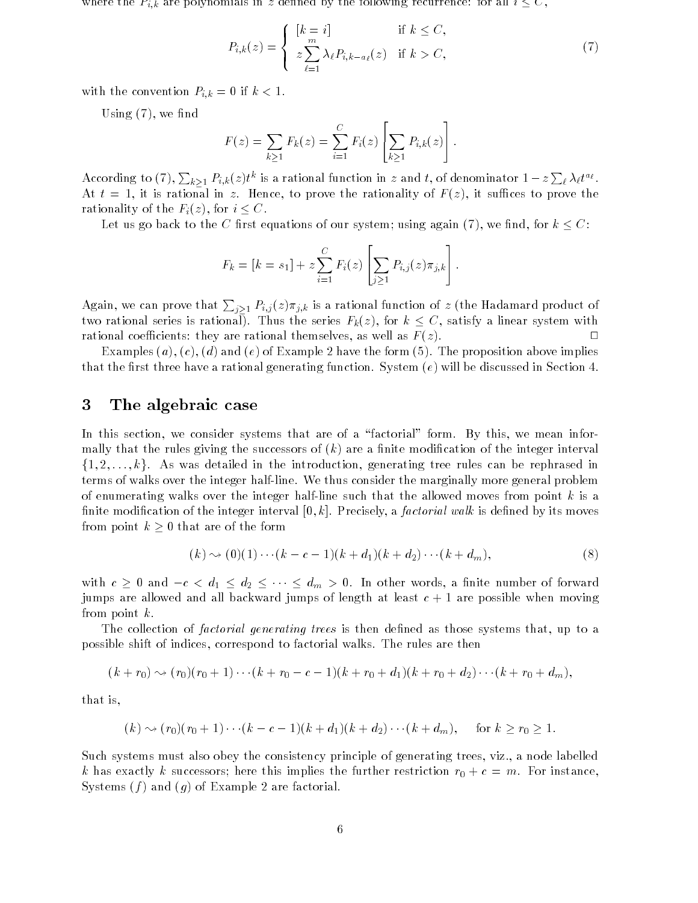where the $P_{i,k}$ are polynomials in $z$ defined by the following recurrence: for all $i \leq C$,

$$P_{i,k}(z) = \begin{cases} [k = i] & \text{if } k \leq C, \\ z \displaystyle\sum_{\ell=1}^{m} \lambda_\ell P_{i,k-a_\ell}(z) & \text{if } k > C, \end{cases} \tag{7}$$

with the convention $P_{i,k} = 0$ if $k < 1$.

Using (7), we find

$$F(z) = \sum_{k \geq 1} F_k(z) = \sum_{i=1}^{C} F_i(z) \left[ \sum_{k \geq 1} P_{i,k}(z) \right].$$

According to (7), $\sum_{k \geq 1} P_{i,k}(z) t^k$ is a rational function in $z$ and $t$, of denominator $1 - z \sum_\ell \lambda_\ell t^{a_\ell}$. At $t = 1$, it is rational in $z$. Hence, to prove the rationality of $F(z)$, it suffices to prove the rationality of the $F_i(z)$, for $i \leq C$.

Let us go back to the $C$ first equations of our system; using again (7), we find, for $k \leq C$:

$$F_k = [k = s_1] + z \sum_{i=1}^{C} F_i(z) \left[ \sum_{j \geq 1} P_{i,j}(z) \pi_{j,k} \right].$$

Again, we can prove that $\sum_{j \geq 1} P_{i,j}(z) \pi_{j,k}$ is a rational function of $z$ (the Hadamard product of two rational series is rational). Thus the series $F_k(z)$, for $k \leq C$, satisfy a linear system with rational coefficients: they are rational themselves, as well as $F(z)$. □

Examples $(a)$, $(c)$, $(d)$ and $(e)$ of Example 2 have the form (5). The proposition above implies that the first three have a rational generating function. System $(e)$ will be discussed in Section 4.

## 3 The algebraic case

In this section, we consider systems that are of a "factorial" form. By this, we mean informally that the rules giving the successors of $(k)$ are a finite modification of the integer interval $\{1, 2, \ldots, k\}$. As was detailed in the introduction, generating tree rules can be rephrased in terms of walks over the integer half-line. We thus consider the marginally more general problem of enumerating walks over the integer half-line such that the allowed moves from point $k$ is a finite modification of the integer interval $[0, k]$. Precisely, a *factorial walk* is defined by its moves from point $k \geq 0$ that are of the form

$$(k) \rightsquigarrow (0)(1) \cdots (k - c - 1)(k + d_1)(k + d_2) \cdots (k + d_m), \tag{8}$$

with $c \geq 0$ and $-c < d_1 \leq d_2 \leq \cdots \leq d_m > 0$. In other words, a finite number of forward jumps are allowed and all backward jumps of length at least $c + 1$ are possible when moving from point $k$.

The collection of *factorial generating trees* is then defined as those systems that, up to a possible shift of indices, correspond to factorial walks. The rules are then

$$(k + r_0) \rightsquigarrow (r_0)(r_0 + 1) \cdots (k + r_0 - c - 1)(k + r_0 + d_1)(k + r_0 + d_2) \cdots (k + r_0 + d_m),$$

that is,

$$(k) \rightsquigarrow (r_0)(r_0 + 1) \cdots (k - c - 1)(k + d_1)(k + d_2) \cdots (k + d_m), \quad \text{for } k \geq r_0 \geq 1.$$

Such systems must also obey the consistency principle of generating trees, viz., a node labelled $k$ has exactly $k$ successors; here this implies the further restriction $r_0 + c = m$. For instance, Systems $(f)$ and $(g)$ of Example 2 are factorial.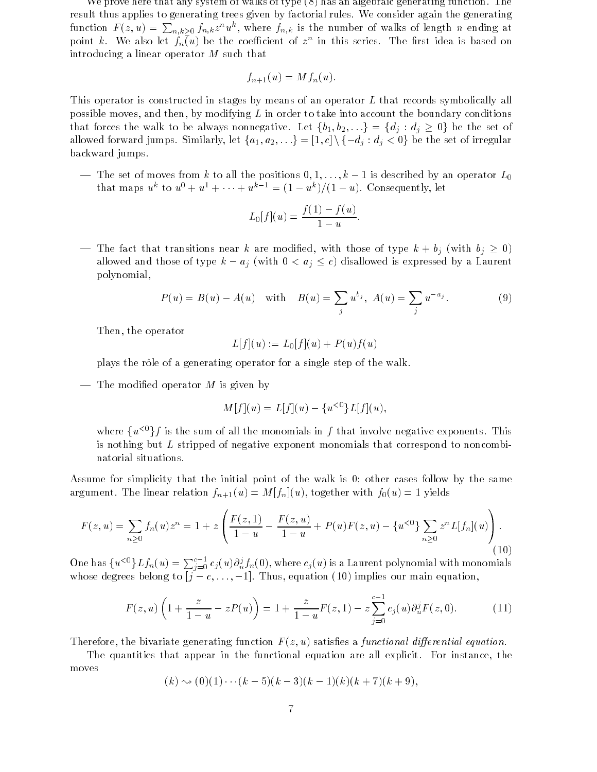We prove here that any system of walks of type (8) has an algebraic generating function. The result thus applies to generating trees given by factorial rules. We consider again the generating function $F(z,u) = \sum_{n,k\geq 0} f_{n,k} z^n u^k$, where $f_{n,k}$ is the number of walks of length $n$ ending at point $k$. We also let $f_n(u)$ be the coefficient of $z^n$ in this series. The first idea is based on introducing a linear operator $M$ such that

$$f_{n+1}(u) = M f_n(u).$$

This operator is constructed in stages by means of an operator $L$ that records symbolically all possible moves, and then, by modifying $L$ in order to take into account the boundary conditions that forces the walk to be always nonnegative. Let $\{b_1, b_2, \ldots\} = \{d_j : d_j \geq 0\}$ be the set of allowed forward jumps. Similarly, let $\{a_1, a_2, \ldots\} = [1, c] \setminus \{-d_j : d_j < 0\}$ be the set of irregular backward jumps.

— The set of moves from $k$ to all the positions $0, 1, \ldots, k-1$ is described by an operator $L_0$ that maps $u^k$ to $u^0 + u^1 + \cdots + u^{k-1} = (1-u^k)/(1-u)$. Consequently, let

$$L_0[f](u) = \frac{f(1) - f(u)}{1-u}.$$

— The fact that transitions near $k$ are modified, with those of type $k + b_j$ (with $b_j \geq 0$) allowed and those of type $k - a_j$ (with $0 < a_j \leq c$) disallowed is expressed by a Laurent polynomial,

$$P(u) = B(u) - A(u) \quad \text{with} \quad B(u) = \sum_j u^{b_j}, \; A(u) = \sum_j u^{-a_j}. \tag{9}$$

Then, the operator

$$L[f](u) := L_0[f](u) + P(u) f(u)$$

plays the rôle of a generating operator for a single step of the walk.

— The modified operator $M$ is given by

$$M[f](u) = L[f](u) - \{u^{<0}\} L[f](u),$$

where $\{u^{<0}\} f$ is the sum of all the monomials in $f$ that involve negative exponents. This is nothing but $L$ stripped of negative exponent monomials that correspond to noncombinatorial situations.

Assume for simplicity that the initial point of the walk is 0; other cases follow by the same argument. The linear relation $f_{n+1}(u) = M[f_n](u)$, together with $f_0(u) = 1$ yields

$$F(z,u) = \sum_{n\geq 0} f_n(u) z^n = 1 + z \left( \frac{F(z,1)}{1-u} - \frac{F(z,u)}{1-u} + P(u) F(z,u) - \{u^{<0}\} \sum_{n\geq 0} z^n L[f_n](u) \right). \tag{10}$$

One has $\{u^{<0}\} L f_n(u) = \sum_{j=0}^{c-1} c_j(u) \partial_u^j f_n(0)$, where $c_j(u)$ is a Laurent polynomial with monomials whose degrees belong to $[j - c, \ldots, -1]$. Thus, equation (10) implies our main equation,

$$F(z,u) \left( 1 + \frac{z}{1-u} - z P(u) \right) = 1 + \frac{z}{1-u} F(z,1) - z \sum_{j=0}^{c-1} c_j(u) \partial_u^j F(z,0). \tag{11}$$

Therefore, the bivariate generating function $F(z,u)$ satisfies a *functional differential equation*.

The quantities that appear in the functional equation are all explicit. For instance, the moves

$$(k) \rightsquigarrow (0)(1)\cdots(k-5)(k-3)(k-1)(k)(k+7)(k+9),$$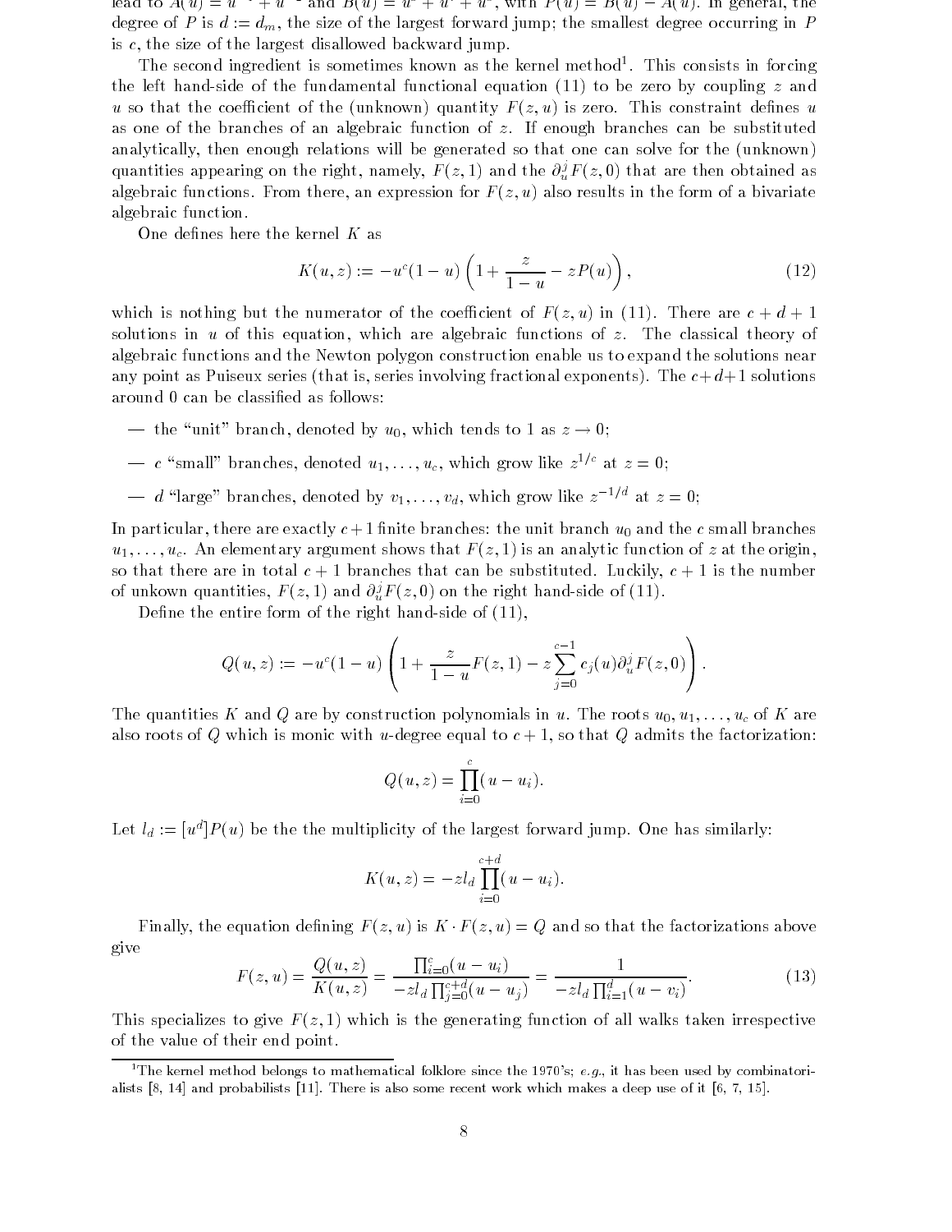lead to $A(u) = u^{-2} + u^{-1}$ and $B(u) = u^1 + u^2 + u^3$, with $P(u) = B(u) - A(u)$. In general, the degree of $P$ is $d := d_m$, the size of the largest forward jump; the smallest degree occurring in $P$ is $c$, the size of the largest disallowed backward jump.

The second ingredient is sometimes known as the kernel method[1]. This consists in forcing the left hand-side of the fundamental functional equation (11) to be zero by coupling $z$ and $u$ so that the coefficient of the (unknown) quantity $F(z, u)$ is zero. This constraint defines $u$ as one of the branches of an algebraic function of $z$. If enough branches can be substituted analytically, then enough relations will be generated so that one can solve for the (unknown) quantities appearing on the right, namely, $F(z, 1)$ and the $\partial_u^j F(z, 0)$ that are then obtained as algebraic functions. From there, an expression for $F(z, u)$ also results in the form of a bivariate algebraic function.

One defines here the kernel $K$ as

$$K(u, z) := -u^c(1-u)\left(1 + \frac{z}{1-u} - zP(u)\right), \tag{12}$$

which is nothing but the numerator of the coefficient of $F(z, u)$ in (11). There are $c + d + 1$ solutions in $u$ of this equation, which are algebraic functions of $z$. The classical theory of algebraic functions and the Newton polygon construction enable us to expand the solutions near any point as Puiseux series (that is, series involving fractional exponents). The $c+d+1$ solutions around 0 can be classified as follows:

— the "unit" branch, denoted by $u_0$, which tends to 1 as $z \to 0$;

— $c$ "small" branches, denoted $u_1, \ldots, u_c$, which grow like $z^{1/c}$ at $z = 0$;

— $d$ "large" branches, denoted by $v_1, \ldots, v_d$, which grow like $z^{-1/d}$ at $z = 0$;

In particular, there are exactly $c+1$ finite branches: the unit branch $u_0$ and the $c$ small branches $u_1, \ldots, u_c$. An elementary argument shows that $F(z, 1)$ is an analytic function of $z$ at the origin, so that there are in total $c + 1$ branches that can be substituted. Luckily, $c + 1$ is the number of unkown quantities, $F(z, 1)$ and $\partial_u^j F(z, 0)$ on the right hand-side of (11).

Define the entire form of the right hand-side of (11),

$$Q(u, z) := -u^c(1-u)\left(1 + \frac{z}{1-u}F(z, 1) - z\sum_{j=0}^{c-1} c_j(u)\partial_u^j F(z, 0)\right).$$

The quantities $K$ and $Q$ are by construction polynomials in $u$. The roots $u_0, u_1, \ldots, u_c$ of $K$ are also roots of $Q$ which is monic with $u$-degree equal to $c + 1$, so that $Q$ admits the factorization:

$$Q(u, z) = \prod_{i=0}^{c}(u - u_i).$$

Let $l_d := [u^d]P(u)$ be the the multiplicity of the largest forward jump. One has similarly:

$$K(u, z) = -zl_d\prod_{i=0}^{c+d}(u - u_i).$$

Finally, the equation defining $F(z, u)$ is $K \cdot F(z, u) = Q$ and so that the factorizations above give

$$F(z, u) = \frac{Q(u, z)}{K(u, z)} = \frac{\prod_{i=0}^{c}(u - u_i)}{-zl_d\prod_{j=0}^{c+d}(u - u_j)} = \frac{1}{-zl_d\prod_{i=1}^{d}(u - v_i)}. \tag{13}$$

This specializes to give $F(z, 1)$ which is the generating function of all walks taken irrespective of the value of their end point.

[1] The kernel method belongs to mathematical folklore since the 1970's; *e.g.*, it has been used by combinatorialists [8, 14] and probabilists [11]. There is also some recent work which makes a deep use of it [6, 7, 15].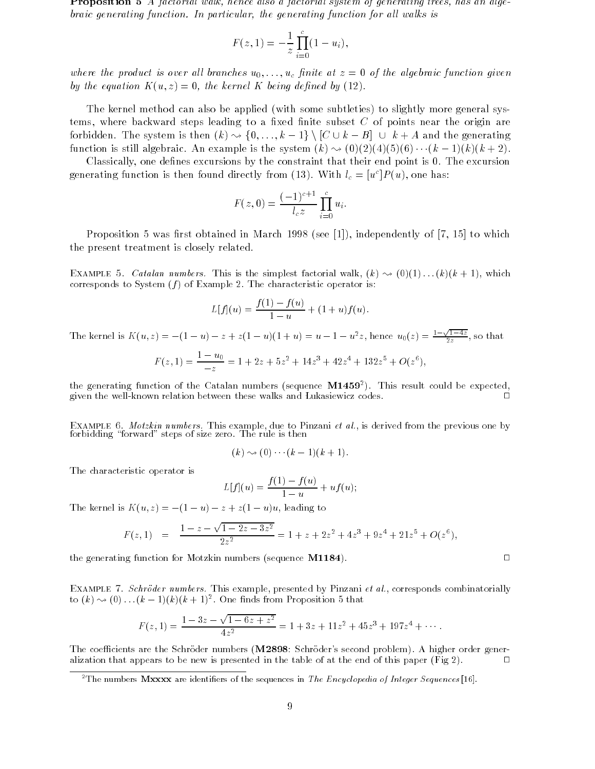**Proposition 5** *A factorial walk, hence also a factorial system of generating trees, has an algebraic generating function. In particular, the generating function for all walks is*

$$F(z,1) = -\frac{1}{z}\prod_{i=0}^{c}(1-u_i),$$

*where the product is over all branches $u_0, \ldots, u_c$ finite at $z=0$ of the algebraic function given by the equation $K(u,z)=0$, the kernel $K$ being defined by (12).*

The kernel method can also be applied (with some subtleties) to slightly more general systems, where backward steps leading to a fixed finite subset $C$ of points near the origin are forbidden. The system is then $(k) \rightsquigarrow \{0, \ldots, k-1\} \setminus [C \cup k - B] \cup k + A$ and the generating function is still algebraic. An example is the system $(k) \rightsquigarrow (0)(2)(4)(5)(6)\cdots(k-1)(k)(k+2)$.

Classically, one defines excursions by the constraint that their end point is 0. The excursion generating function is then found directly from (13). With $l_c = [u^c]P(u)$, one has:

$$F(z,0) = \frac{(-1)^{c+1}}{l_c z}\prod_{i=0}^{c} u_i.$$

Proposition 5 was first obtained in March 1998 (see [1]), independently of [7, 15] to which the present treatment is closely related.

Example 5. *Catalan numbers.* This is the simplest factorial walk, $(k) \rightsquigarrow (0)(1)\ldots(k)(k+1)$, which corresponds to System $(f)$ of Example 2. The characteristic operator is:

$$L[f](u) = \frac{f(1)-f(u)}{1-u} + (1+u)f(u).$$

The kernel is $K(u,z) = -(1-u) - z + z(1-u)(1+u) = u - 1 - u^2 z$, hence $u_0(z) = \frac{1-\sqrt{1-4z}}{2z}$, so that

$$F(z,1) = \frac{1-u_0}{-z} = 1 + 2z + 5z^2 + 14z^3 + 42z^4 + 132z^5 + O(z^6),$$

the generating function of the Catalan numbers (sequence **M1459**[2]). This result could be expected, given the well-known relation between these walks and Lukasiewicz codes. □

Example 6. *Motzkin numbers.* This example, due to Pinzani *et al.*, is derived from the previous one by forbidding "forward" steps of size zero. The rule is then

$$(k) \rightsquigarrow (0)\cdots(k-1)(k+1).$$

The characteristic operator is

$$L[f](u) = \frac{f(1)-f(u)}{1-u} + uf(u);$$

The kernel is $K(u,z) = -(1-u) - z + z(1-u)u$, leading to

$$F(z,1) \quad = \quad \frac{1-z-\sqrt{1-2z-3z^2}}{2z^2} = 1 + z + 2z^2 + 4z^3 + 9z^4 + 21z^5 + O(z^6),$$

the generating function for Motzkin numbers (sequence **M1184**). □

Example 7. *Schröder numbers.* This example, presented by Pinzani *et al.*, corresponds combinatorially to $(k) \rightsquigarrow (0)\ldots(k-1)(k)(k+1)^2$. One finds from Proposition 5 that

$$F(z,1) = \frac{1-3z-\sqrt{1-6z+z^2}}{4z^2} = 1 + 3z + 11z^2 + 45z^3 + 197z^4 + \cdots.$$

The coefficients are the Schröder numbers (**M2898**: Schröder's second problem). A higher order generalization that appears to be new is presented in the table of at the end of this paper (Fig 2). □

[2] The numbers **Mxxxx** are identifiers of the sequences in *The Encyclopedia of Integer Sequences* [16].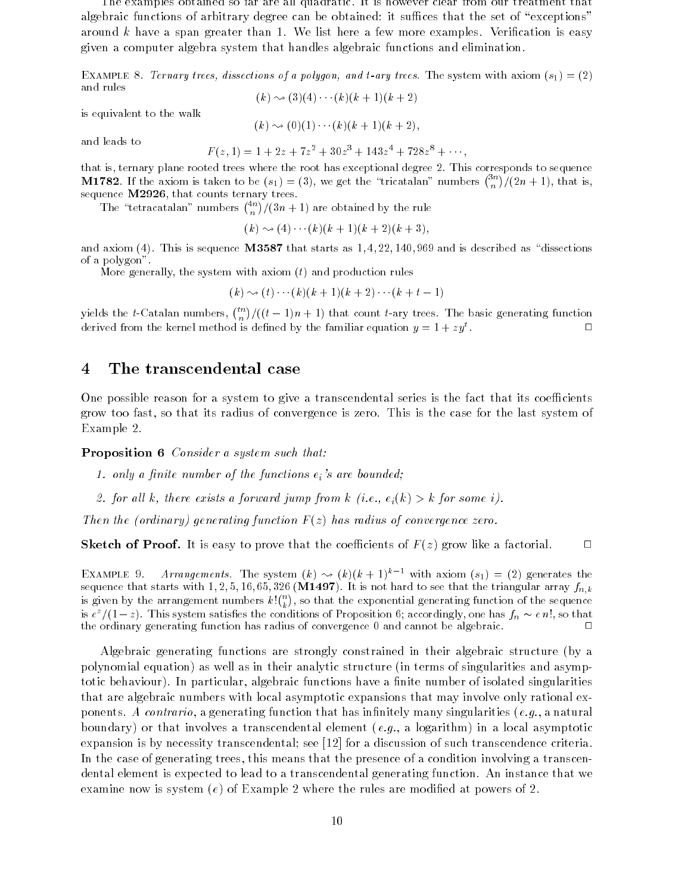The examples obtained so far are all quadratic. It is however clear from our treatment that algebraic functions of arbitrary degree can be obtained: it suffices that the set of "exceptions" around $k$ have a span greater than 1. We list here a few more examples. Verification is easy given a computer algebra system that handles algebraic functions and elimination.

Example 8. *Ternary trees, dissections of a polygon, and $t$-ary trees.* The system with axiom $(s_1) = (2)$ and rules

$$(k) \leadsto (3)(4)\cdots(k)(k+1)(k+2)$$

is equivalent to the walk

$$(k) \leadsto (0)(1)\cdots(k)(k+1)(k+2),$$

and leads to

$$F(z,1) = 1 + 2z + 7z^2 + 30z^3 + 143z^4 + 728z^8 + \cdots,$$

that is, ternary plane rooted trees where the root has exceptional degree 2. This corresponds to sequence **M1782**. If the axiom is taken to be $(s_1) = (3)$, we get the "tricatalan" numbers $\binom{3n}{n}/(2n+1)$, that is, sequence **M2926**, that counts ternary trees.

The "tetracatalan" numbers $\binom{4n}{n}/(3n+1)$ are obtained by the rule

$$(k) \leadsto (4)\cdots(k)(k+1)(k+2)(k+3),$$

and axiom $(4)$. This is sequence **M3587** that starts as $1, 4, 22, 140, 969$ and is described as "dissections of a polygon".

More generally, the system with axiom $(t)$ and production rules

$$(k) \leadsto (t)\cdots(k)(k+1)(k+2)\cdots(k+t-1)$$

yields the $t$-Catalan numbers, $\binom{tn}{n}/((t-1)n+1)$ that count $t$-ary trees. The basic generating function derived from the kernel method is defined by the familiar equation $y = 1 + zy^t$. □

## 4 The transcendental case

One possible reason for a system to give a transcendental series is the fact that its coefficients grow too fast, so that its radius of convergence is zero. This is the case for the last system of Example 2.

**Proposition 6** *Consider a system such that:*

1. *only a finite number of the functions $e_i$'s are bounded;*
2. *for all $k$, there exists a forward jump from $k$ (i.e., $e_i(k) > k$ for some $i$).*

*Then the (ordinary) generating function $F(z)$ has radius of convergence zero.*

**Sketch of Proof.** It is easy to prove that the coefficients of $F(z)$ grow like a factorial. □

Example 9. *Arrangements.* The system $(k) \leadsto (k)(k+1)^{k-1}$ with axiom $(s_1) = (2)$ generates the sequence that starts with $1, 2, 5, 16, 65, 326$ (**M1497**). It is not hard to see that the triangular array $f_{n,k}$ is given by the arrangement numbers $k!\binom{n}{k}$, so that the exponential generating function of the sequence is $e^z/(1-z)$. This system satisfies the conditions of Proposition 6; accordingly, one has $f_n \sim e\,n!$, so that the ordinary generating function has radius of convergence 0 and cannot be algebraic. □

Algebraic generating functions are strongly constrained in their algebraic structure (by a polynomial equation) as well as in their analytic structure (in terms of singularities and asymptotic behaviour). In particular, algebraic functions have a finite number of isolated singularities that are algebraic numbers with local asymptotic expansions that may involve only rational exponents. *A contrario*, a generating function that has infinitely many singularities (*e.g.*, a natural boundary) or that involves a transcendental element (*e.g.*, a logarithm) in a local asymptotic expansion is by necessity transcendental; see [12] for a discussion of such transcendence criteria. In the case of generating trees, this means that the presence of a condition involving a transcendental element is expected to lead to a transcendental generating function. An instance that we examine now is system $(e)$ of Example 2 where the rules are modified at powers of 2.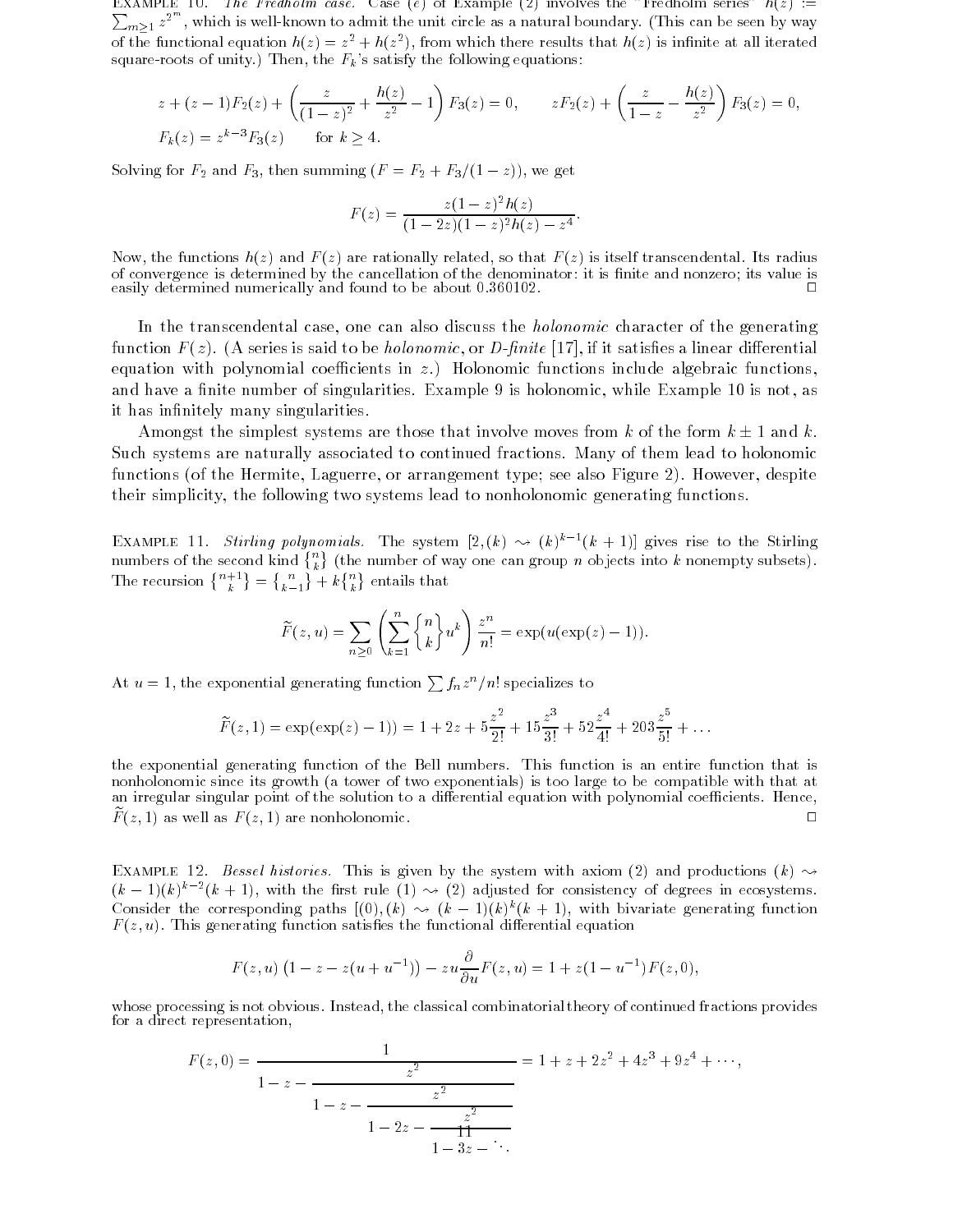EXAMPLE 10. *The Fredholm case.* Case (*e*) of Example (2) involves the "Fredholm series" $h(z) := \sum_{m\geq 1} z^{2^m}$, which is well-known to admit the unit circle as a natural boundary. (This can be seen by way of the functional equation $h(z) = z^2 + h(z^2)$, from which there results that $h(z)$ is infinite at all iterated square-roots of unity.) Then, the $F_k$'s satisfy the following equations:

$$z + (z-1)F_2(z) + \left(\frac{z}{(1-z)^2} + \frac{h(z)}{z^2} - 1\right) F_3(z) = 0, \qquad zF_2(z) + \left(\frac{z}{1-z} - \frac{h(z)}{z^2}\right) F_3(z) = 0,$$

$$F_k(z) = z^{k-3} F_3(z) \qquad \text{for } k \geq 4.$$

Solving for $F_2$ and $F_3$, then summing ($F = F_2 + F_3/(1-z)$), we get

$$F(z) = \frac{z(1-z)^2 h(z)}{(1-2z)(1-z)^2 h(z) - z^4}.$$

Now, the functions $h(z)$ and $F(z)$ are rationally related, so that $F(z)$ is itself transcendental. Its radius of convergence is determined by the cancellation of the denominator: it is finite and nonzero; its value is easily determined numerically and found to be about 0.360102. $\square$

In the transcendental case, one can also discuss the *holonomic* character of the generating function $F(z)$. (A series is said to be *holonomic*, or *D-finite* [17], if it satisfies a linear differential equation with polynomial coefficients in $z$.) Holonomic functions include algebraic functions, and have a finite number of singularities. Example 9 is holonomic, while Example 10 is not, as it has infinitely many singularities.

Amongst the simplest systems are those that involve moves from $k$ of the form $k \pm 1$ and $k$. Such systems are naturally associated to continued fractions. Many of them lead to holonomic functions (of the Hermite, Laguerre, or arrangement type; see also Figure 2). However, despite their simplicity, the following two systems lead to nonholonomic generating functions.

EXAMPLE 11. *Stirling polynomials.* The system $[2, (k) \rightsquigarrow (k)^{k-1}(k+1)]$ gives rise to the Stirling numbers of the second kind $\left\{ n \atop k \right\}$ (the number of way one can group $n$ objects into $k$ nonempty subsets). The recursion $\left\{ n+1 \atop k \right\} = \left\{ n \atop k-1 \right\} + k\left\{ n \atop k \right\}$ entails that

$$\widetilde{F}(z,u) = \sum_{n\geq 0} \left( \sum_{k=1}^{n} \left\{ n \atop k \right\} u^k \right) \frac{z^n}{n!} = \exp(u(\exp(z) - 1)).$$

At $u = 1$, the exponential generating function $\sum f_n z^n/n!$ specializes to

$$\widetilde{F}(z,1) = \exp(\exp(z) - 1)) = 1 + 2z + 5\frac{z^2}{2!} + 15\frac{z^3}{3!} + 52\frac{z^4}{4!} + 203\frac{z^5}{5!} + \ldots$$

the exponential generating function of the Bell numbers. This function is an entire function that is nonholonomic since its growth (a tower of two exponentials) is too large to be compatible with that at an irregular singular point of the solution to a differential equation with polynomial coefficients. Hence, $\widetilde{F}(z,1)$ as well as $F(z,1)$ are nonholonomic. $\square$

EXAMPLE 12. *Bessel histories.* This is given by the system with axiom (2) and productions $(k) \rightsquigarrow (k-1)(k)^{k-2}(k+1)$, with the first rule $(1) \rightsquigarrow (2)$ adjusted for consistency of degrees in ecosystems. Consider the corresponding paths $[(0), (k) \rightsquigarrow (k-1)(k)^k(k+1)$, with bivariate generating function $F(z,u)$. This generating function satisfies the functional differential equation

$$F(z,u)\left(1 - z - z(u + u^{-1})\right) - zu\frac{\partial}{\partial u}F(z,u) = 1 + z(1-u^{-1})F(z,0),$$

whose processing is not obvious. Instead, the classical combinatorial theory of continued fractions provides for a direct representation,

$$F(z,0) = \cfrac{1}{1 - z - \cfrac{z^2}{1 - z - \cfrac{z^2}{1 - 2z - \cfrac{z^2}{1 - 3z - \ddots}}}} = 1 + z + 2z^2 + 4z^3 + 9z^4 + \cdots,$$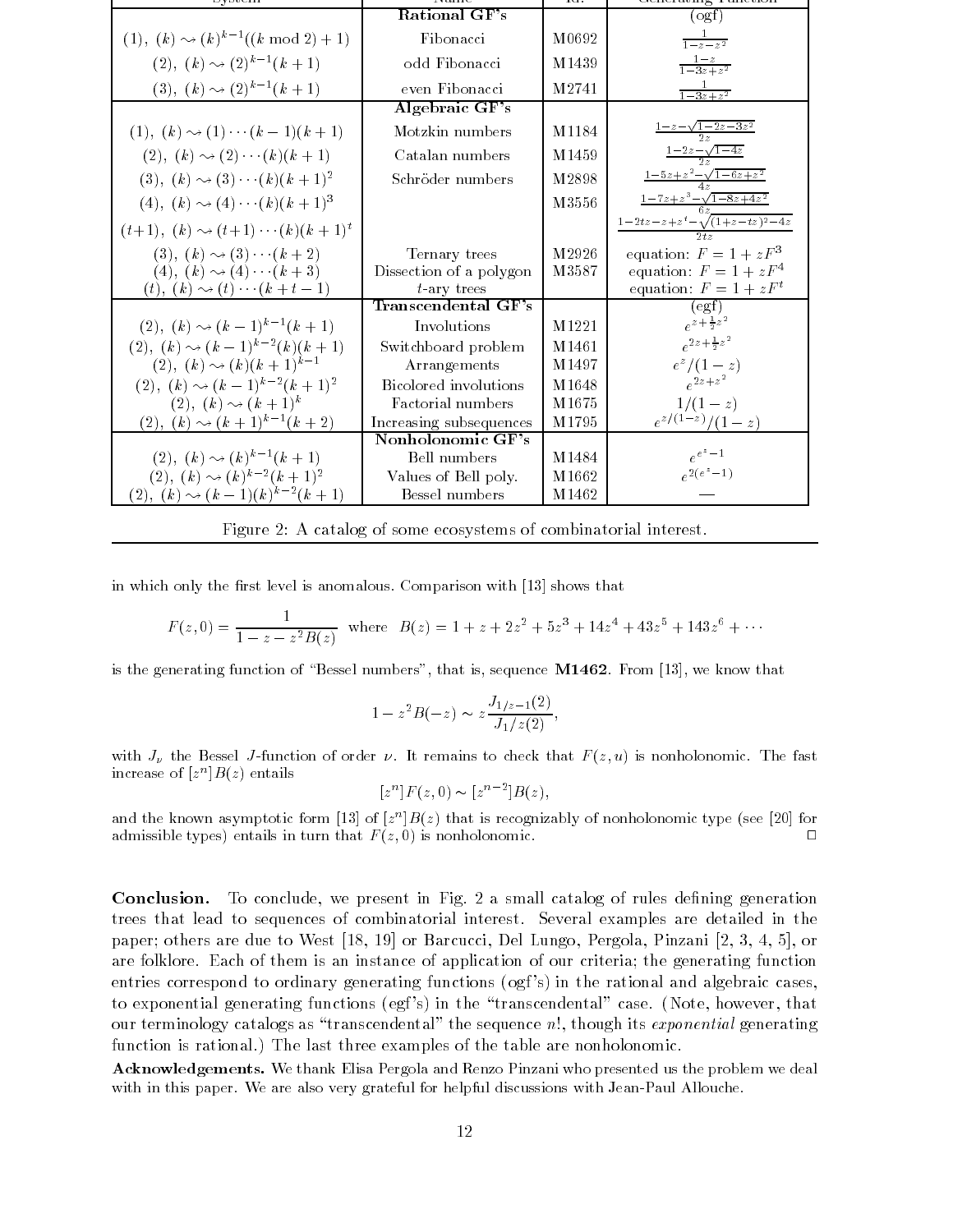| System | Name | Id. | Generating Function |
|---|---|---|---|
| | **Rational GF's** | | (ogf) |
| $(1),\ (k) \rightsquigarrow (k)^{k-1}((k \bmod 2)+1)$ | Fibonacci | M0692 | $\frac{1}{1-z-z^2}$ |
| $(2),\ (k) \rightsquigarrow (2)^{k-1}(k+1)$ | odd Fibonacci | M1439 | $\frac{1-z}{1-3z+z^2}$ |
| $(3),\ (k) \rightsquigarrow (2)^{k-1}(k+1)$ | even Fibonacci | M2741 | $\frac{1}{1-3z+z^2}$ |
| | **Algebraic GF's** | | |
| $(1),\ (k) \rightsquigarrow (1)\cdots(k-1)(k+1)$ | Motzkin numbers | M1184 | $\frac{1-z-\sqrt{1-2z-3z^2}}{2z}$ |
| $(2),\ (k) \rightsquigarrow (2)\cdots(k)(k+1)$ | Catalan numbers | M1459 | $\frac{1-2z-\sqrt{1-4z}}{2z}$ |
| $(3),\ (k) \rightsquigarrow (3)\cdots(k)(k+1)^2$ | Schröder numbers | M2898 | $\frac{1-5z+z^2-\sqrt{1-6z+z^2}}{4z}$ |
| $(4),\ (k) \rightsquigarrow (4)\cdots(k)(k+1)^3$ | | M3556 | $\frac{1-7z+z^3-\sqrt{1-8z+4z^2}}{6z}$ |
| $(t{+}1),\ (k) \rightsquigarrow (t{+}1)\cdots(k)(k+1)^t$ | | | $\frac{1-2tz-z+z^t-\sqrt{(1+z-tz)^2-4z}}{2tz}$ |
| $(3),\ (k) \rightsquigarrow (3)\cdots(k+2)$ | Ternary trees | M2926 | equation: $F=1+zF^3$ |
| $(4),\ (k) \rightsquigarrow (4)\cdots(k+3)$ | Dissection of a polygon | M3587 | equation: $F=1+zF^4$ |
| $(t),\ (k) \rightsquigarrow (t)\cdots(k+t-1)$ | $t$-ary trees | | equation: $F=1+zF^t$ |
| | **Transcendental GF's** | | (egf) |
| $(2),\ (k) \rightsquigarrow (k-1)^{k-1}(k+1)$ | Involutions | M1221 | $e^{z+\frac{1}{2}z^2}$ |
| $(2),\ (k) \rightsquigarrow (k-1)^{k-2}(k)(k+1)$ | Switchboard problem | M1461 | $e^{2z+\frac{1}{2}z^2}$ |
| $(2),\ (k) \rightsquigarrow (k)(k+1)^{k-1}$ | Arrangements | M1497 | $e^z/(1-z)$ |
| $(2),\ (k) \rightsquigarrow (k-1)^{k-2}(k+1)^2$ | Bicolored involutions | M1648 | $e^{2z+z^2}$ |
| $(2),\ (k) \rightsquigarrow (k+1)^k$ | Factorial numbers | M1675 | $1/(1-z)$ |
| $(2),\ (k) \rightsquigarrow (k+1)^{k-1}(k+2)$ | Increasing subsequences | M1795 | $e^{z/(1-z)}/(1-z)$ |
| | **Nonholonomic GF's** | | |
| $(2),\ (k) \rightsquigarrow (k)^{k-1}(k+1)$ | Bell numbers | M1484 | $e^{e^z-1}$ |
| $(2),\ (k) \rightsquigarrow (k)^{k-2}(k+1)^2$ | Values of Bell poly. | M1662 | $e^{2(e^z-1)}$ |
| $(2),\ (k) \rightsquigarrow (k-1)(k)^{k-2}(k+1)$ | Bessel numbers | M1462 | — |

Figure 2: A catalog of some ecosystems of combinatorial interest.

in which only the first level is anomalous. Comparison with [13] shows that

$$F(z,0) = \frac{1}{1-z-z^2B(z)} \quad \text{where} \quad B(z) = 1+z+2z^2+5z^3+14z^4+43z^5+143z^6+\cdots$$

is the generating function of "Bessel numbers", that is, sequence **M1462**. From [13], we know that

$$1-z^2B(-z) \sim z\frac{J_{1/z-1}(2)}{J_1/z(2)},$$

with $J_\nu$ the Bessel $J$-function of order $\nu$. It remains to check that $F(z,u)$ is nonholonomic. The fast increase of $[z^n]B(z)$ entails

$$[z^n]F(z,0) \sim [z^{n-2}]B(z),$$

and the known asymptotic form [13] of $[z^n]B(z)$ that is recognizably of nonholonomic type (see [20] for admissible types) entails in turn that $F(z,0)$ is nonholonomic. □

**Conclusion.** To conclude, we present in Fig. 2 a small catalog of rules defining generation trees that lead to sequences of combinatorial interest. Several examples are detailed in the paper; others are due to West [18, 19] or Barcucci, Del Lungo, Pergola, Pinzani [2, 3, 4, 5], or are folklore. Each of them is an instance of application of our criteria; the generating function entries correspond to ordinary generating functions (ogf's) in the rational and algebraic cases, to exponential generating functions (egf's) in the "transcendental" case. (Note, however, that our terminology catalogs as "transcendental" the sequence $n!$, though its *exponential* generating function is rational.) The last three examples of the table are nonholonomic.

**Acknowledgements.** We thank Elisa Pergola and Renzo Pinzani who presented us the problem we deal with in this paper. We are also very grateful for helpful discussions with Jean-Paul Allouche.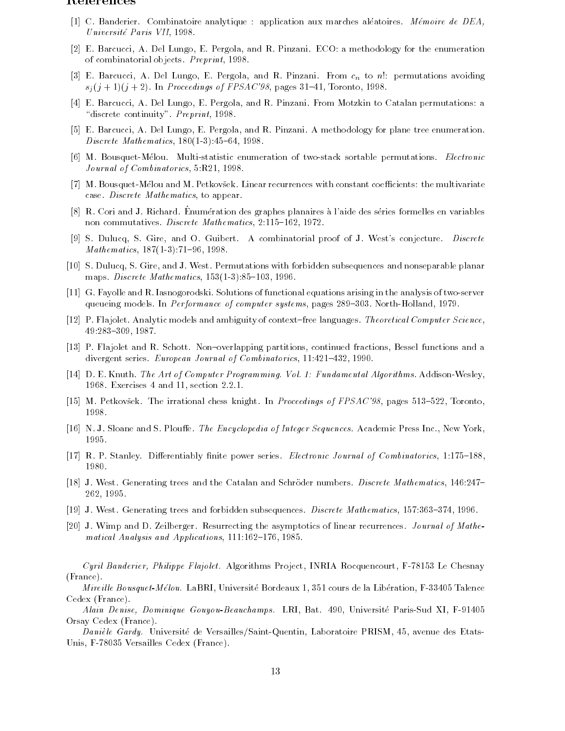## References

[1] C. Banderier. Combinatoire analytique : application aux marches aléatoires. *Mémoire de DEA, Université Paris VII*, 1998.

[2] E. Barcucci, A. Del Lungo, E. Pergola, and R. Pinzani. ECO: a methodology for the enumeration of combinatorial objects. *Preprint*, 1998.

[3] E. Barcucci, A. Del Lungo, E. Pergola, and R. Pinzani. From $c_n$ to $n!$: permutations avoiding $s_j(j+1)(j+2)$. In *Proceedings of FPSAC'98*, pages 31–41, Toronto, 1998.

[4] E. Barcucci, A. Del Lungo, E. Pergola, and R. Pinzani. From Motzkin to Catalan permutations: a "discrete continuity". *Preprint*, 1998.

[5] E. Barcucci, A. Del Lungo, E. Pergola, and R. Pinzani. A methodology for plane tree enumeration. *Discrete Mathematics*, 180(1-3):45–64, 1998.

[6] M. Bousquet-Mélou. Multi-statistic enumeration of two-stack sortable permutations. *Electronic Journal of Combinatorics*, 5:R21, 1998.

[7] M. Bousquet-Mélou and M. Petkovšek. Linear recurrences with constant coefficients: the multivariate case. *Discrete Mathematics*, to appear.

[8] R. Cori and J. Richard. Énumération des graphes planaires à l'aide des séries formelles en variables non commutatives. *Discrete Mathematics*, 2:115–162, 1972.

[9] S. Dulucq, S. Gire, and O. Guibert. A combinatorial proof of J. West's conjecture. *Discrete Mathematics*, 187(1-3):71–96, 1998.

[10] S. Dulucq, S. Gire, and J. West. Permutations with forbidden subsequences and nonseparable planar maps. *Discrete Mathematics*, 153(1-3):85–103, 1996.

[11] G. Fayolle and R. Iasnogorodski. Solutions of functional equations arising in the analysis of two-server queueing models. In *Performance of computer systems*, pages 289–303. North-Holland, 1979.

[12] P. Flajolet. Analytic models and ambiguity of context–free languages. *Theoretical Computer Science*, 49:283–309, 1987.

[13] P. Flajolet and R. Schott. Non–overlapping partitions, continued fractions, Bessel functions and a divergent series. *European Journal of Combinatorics*, 11:421–432, 1990.

[14] D. E. Knuth. *The Art of Computer Programming. Vol. 1: Fundamental Algorithms*. Addison-Wesley, 1968. Exercises 4 and 11, section 2.2.1.

[15] M. Petkovšek. The irrational chess knight. In *Proceedings of FPSAC'98*, pages 513–522, Toronto, 1998.

[16] N. J. Sloane and S. Plouffe. *The Encyclopedia of Integer Sequences*. Academic Press Inc., New York, 1995.

[17] R. P. Stanley. Differentiably finite power series. *Electronic Journal of Combinatorics*, 1:175–188, 1980.

[18] J. West. Generating trees and the Catalan and Schröder numbers. *Discrete Mathematics*, 146:247–262, 1995.

[19] J. West. Generating trees and forbidden subsequences. *Discrete Mathematics*, 157:363–374, 1996.

[20] J. Wimp and D. Zeilberger. Resurrecting the asymptotics of linear recurrences. *Journal of Mathematical Analysis and Applications*, 111:162–176, 1985.

*Cyril Banderier, Philippe Flajolet.* Algorithms Project, INRIA Rocquencourt, F-78153 Le Chesnay (France).

*Mireille Bousquet-Mélou.* LaBRI, Université Bordeaux 1, 351 cours de la Libération, F-33405 Talence Cedex (France).

*Alain Denise, Dominique Gouyou-Beauchamps.* LRI, Bat. 490, Université Paris-Sud XI, F-91405 Orsay Cedex (France).

*Danièle Gardy.* Université de Versailles/Saint-Quentin, Laboratoire PRISM, 45, avenue des Etats-Unis, F-78035 Versailles Cedex (France).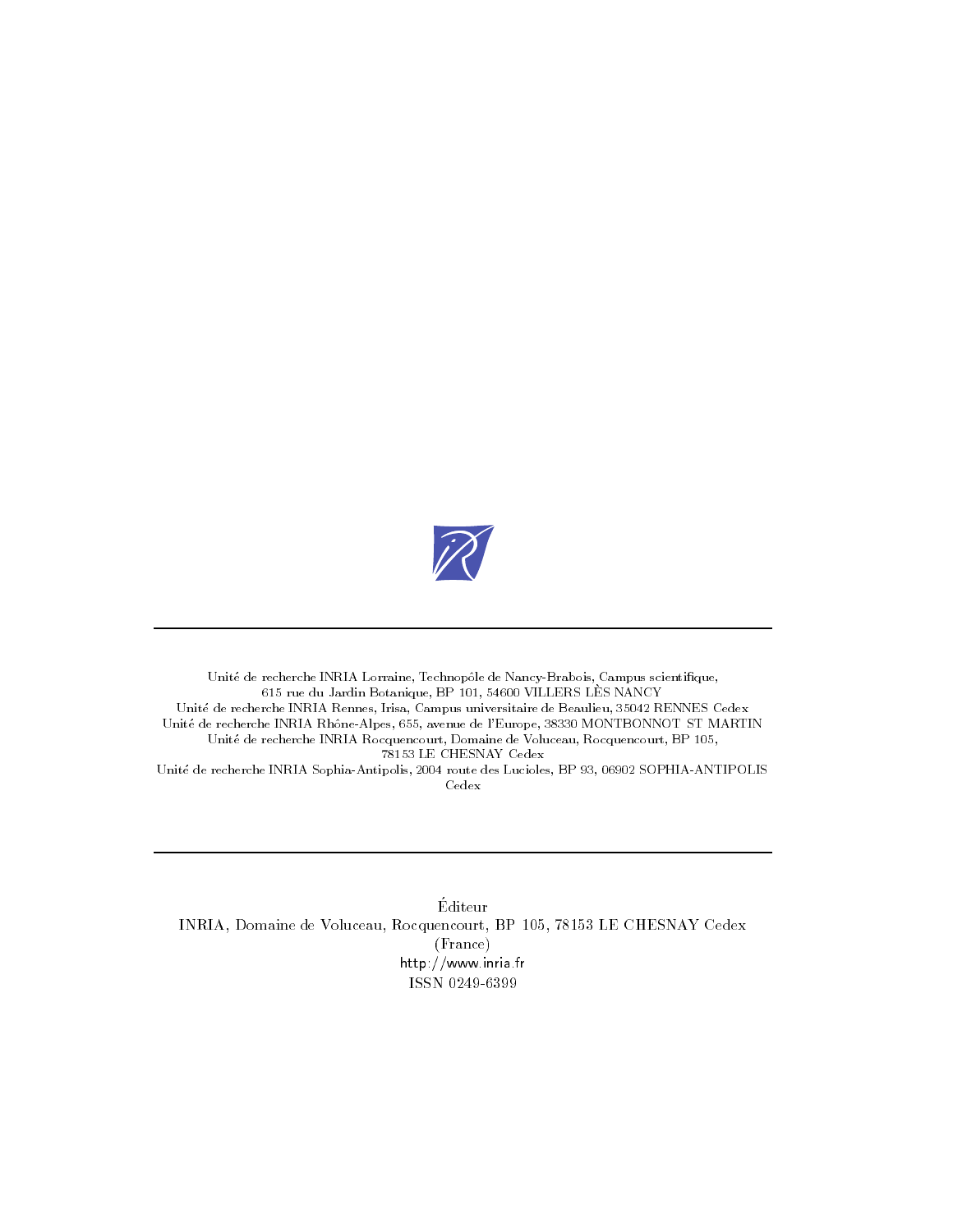Unité de recherche INRIA Lorraine, Technopôle de Nancy-Brabois, Campus scientifique,
615 rue du Jardin Botanique, BP 101, 54600 VILLERS LÈS NANCY
Unité de recherche INRIA Rennes, Irisa, Campus universitaire de Beaulieu, 35042 RENNES Cedex
Unité de recherche INRIA Rhône-Alpes, 655, avenue de l'Europe, 38330 MONTBONNOT ST MARTIN
Unité de recherche INRIA Rocquencourt, Domaine de Voluceau, Rocquencourt, BP 105,
78153 LE CHESNAY Cedex
Unité de recherche INRIA Sophia-Antipolis, 2004 route des Lucioles, BP 93, 06902 SOPHIA-ANTIPOLIS
Cedex

---

Éditeur
INRIA, Domaine de Voluceau, Rocquencourt, BP 105, 78153 LE CHESNAY Cedex
(France)
http://www.inria.fr
ISSN 0249-6399